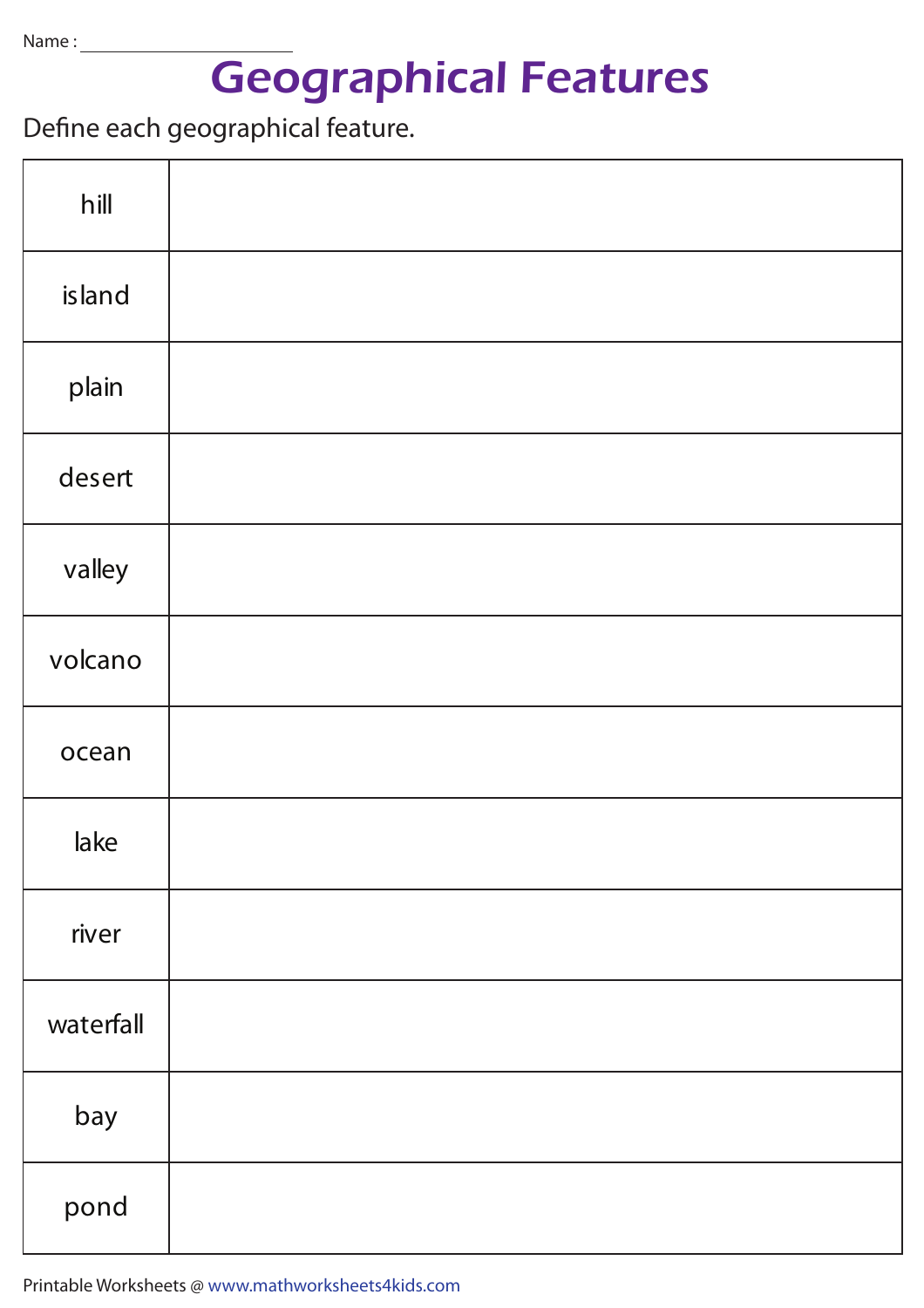Name : ____________________

# Geographical Features

Define each geographical feature.

| | |
|---|---|
| hill | |
| island | |
| plain | |
| desert | |
| valley | |
| volcano | |
| ocean | |
| lake | |
| river | |
| waterfall | |
| bay | |
| pond | |

Printable Worksheets @ www.mathworksheets4kids.com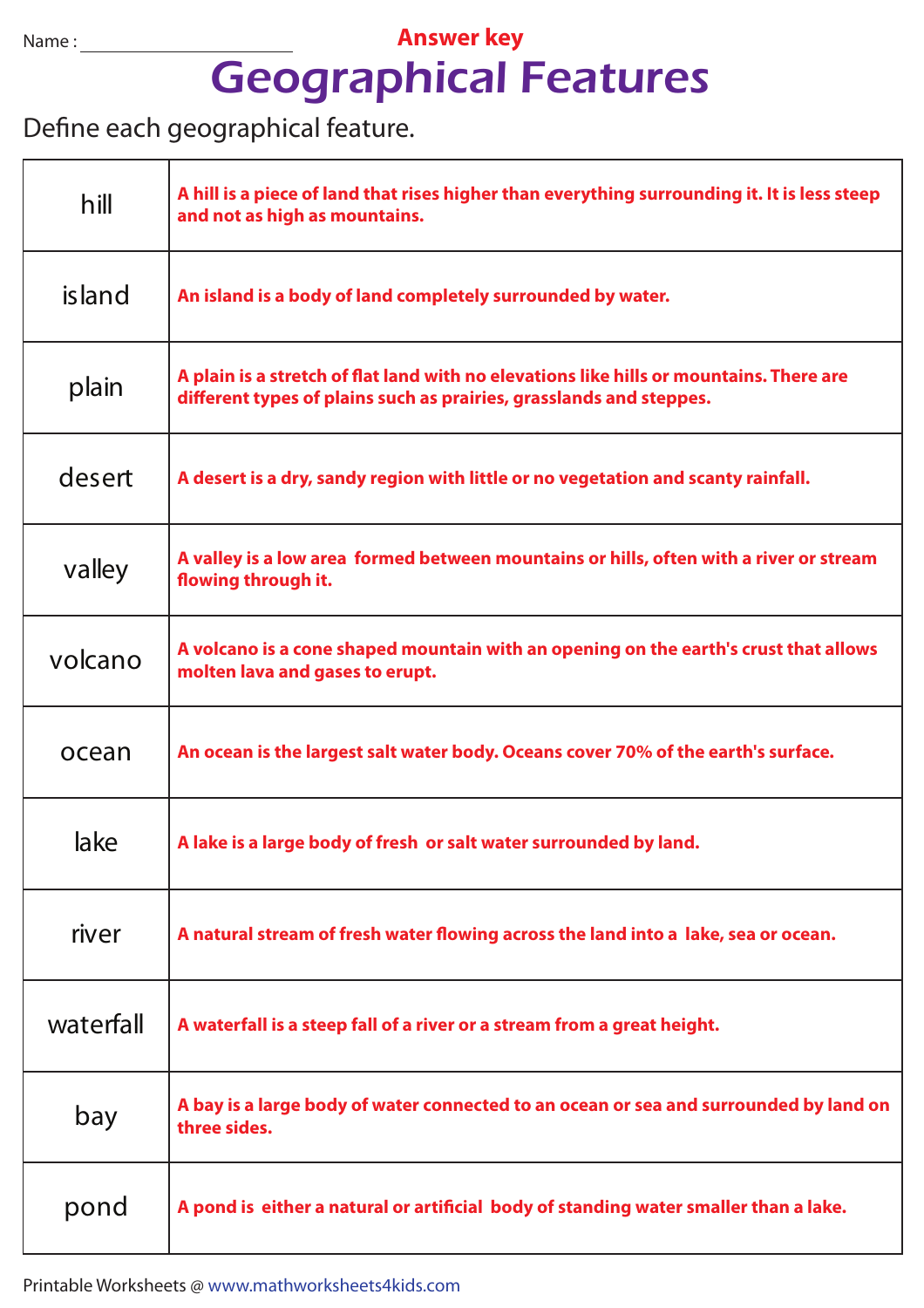Name : ____________________

**Answer key**

# Geographical Features

Define each geographical feature.

| | |
|---|---|
| hill | A hill is a piece of land that rises higher than everything surrounding it. It is less steep and not as high as mountains. |
| island | An island is a body of land completely surrounded by water. |
| plain | A plain is a stretch of flat land with no elevations like hills or mountains. There are different types of plains such as prairies, grasslands and steppes. |
| desert | A desert is a dry, sandy region with little or no vegetation and scanty rainfall. |
| valley | A valley is a low area formed between mountains or hills, often with a river or stream flowing through it. |
| volcano | A volcano is a cone shaped mountain with an opening on the earth's crust that allows molten lava and gases to erupt. |
| ocean | An ocean is the largest salt water body. Oceans cover 70% of the earth's surface. |
| lake | A lake is a large body of fresh or salt water surrounded by land. |
| river | A natural stream of fresh water flowing across the land into a lake, sea or ocean. |
| waterfall | A waterfall is a steep fall of a river or a stream from a great height. |
| bay | A bay is a large body of water connected to an ocean or sea and surrounded by land on three sides. |
| pond | A pond is either a natural or artificial body of standing water smaller than a lake. |

Printable Worksheets @ www.mathworksheets4kids.com